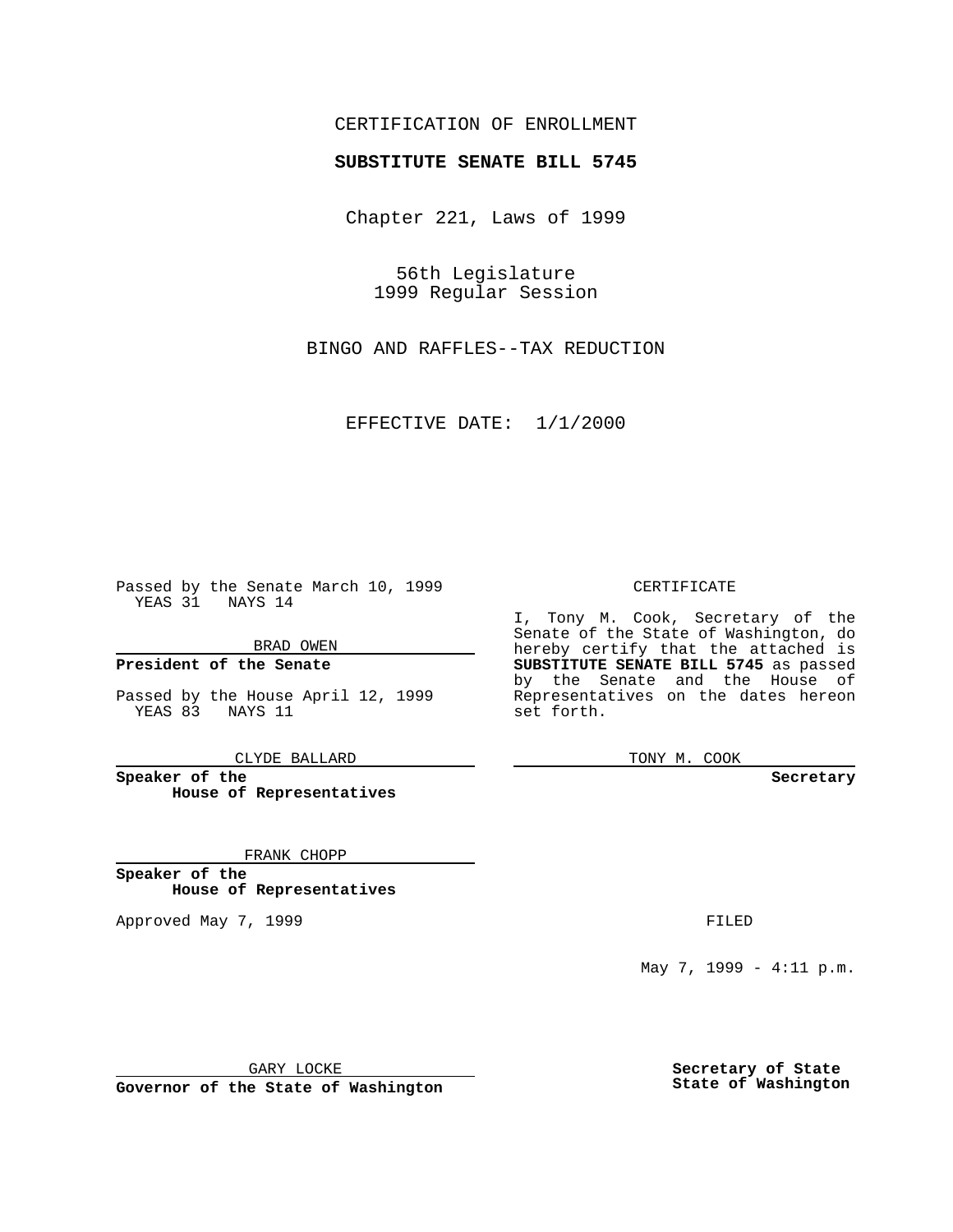CERTIFICATION OF ENROLLMENT

**SUBSTITUTE SENATE BILL 5745**

Chapter 221, Laws of 1999

56th Legislature
1999 Regular Session

BINGO AND RAFFLES--TAX REDUCTION

EFFECTIVE DATE: 1/1/2000

Passed by the Senate March 10, 1999
YEAS 31 NAYS 14

BRAD OWEN

**President of the Senate**

Passed by the House April 12, 1999
YEAS 83 NAYS 11

CLYDE BALLARD

**Speaker of the House of Representatives**

FRANK CHOPP

**Speaker of the House of Representatives**

Approved May 7, 1999

GARY LOCKE

**Governor of the State of Washington**

CERTIFICATE

I, Tony M. Cook, Secretary of the Senate of the State of Washington, do hereby certify that the attached is **SUBSTITUTE SENATE BILL 5745** as passed by the Senate and the House of Representatives on the dates hereon set forth.

TONY M. COOK

**Secretary**

FILED

May 7, 1999 - 4:11 p.m.

**Secretary of State**
**State of Washington**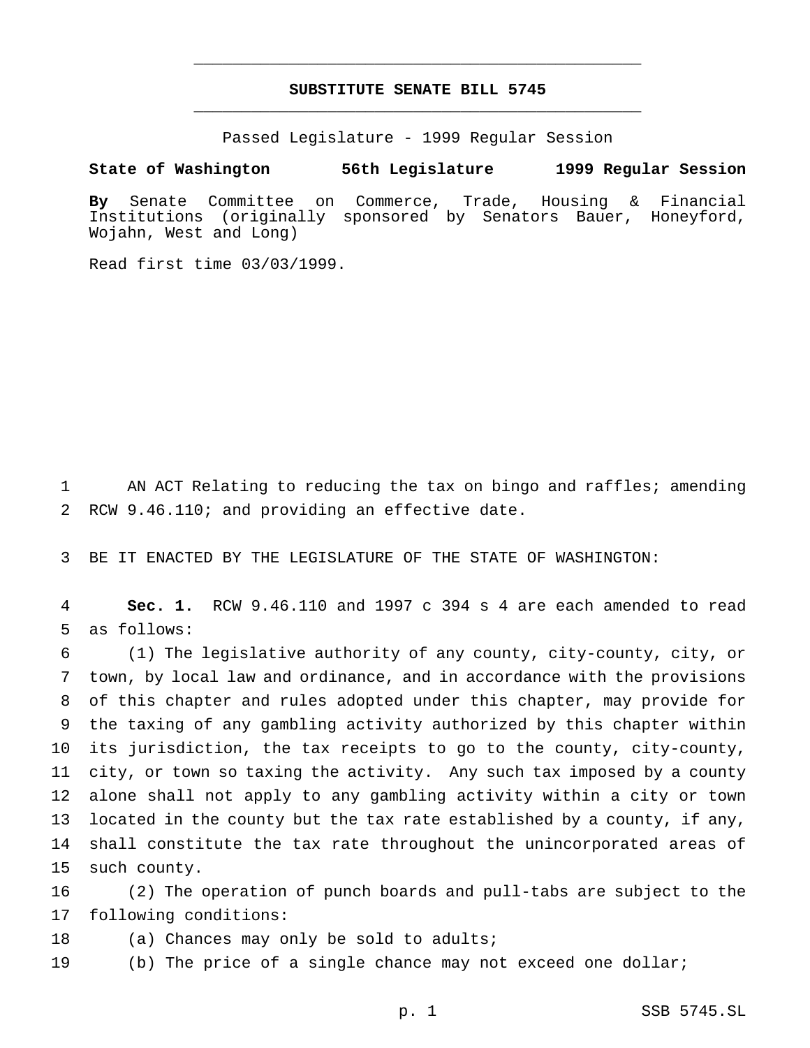# SUBSTITUTE SENATE BILL 5745

Passed Legislature - 1999 Regular Session

**State of Washington 56th Legislature 1999 Regular Session**

**By** Senate Committee on Commerce, Trade, Housing & Financial Institutions (originally sponsored by Senators Bauer, Honeyford, Wojahn, West and Long)

Read first time 03/03/1999.

AN ACT Relating to reducing the tax on bingo and raffles; amending RCW 9.46.110; and providing an effective date.

BE IT ENACTED BY THE LEGISLATURE OF THE STATE OF WASHINGTON:

**Sec. 1.** RCW 9.46.110 and 1997 c 394 s 4 are each amended to read as follows:

(1) The legislative authority of any county, city-county, city, or town, by local law and ordinance, and in accordance with the provisions of this chapter and rules adopted under this chapter, may provide for the taxing of any gambling activity authorized by this chapter within its jurisdiction, the tax receipts to go to the county, city-county, city, or town so taxing the activity. Any such tax imposed by a county alone shall not apply to any gambling activity within a city or town located in the county but the tax rate established by a county, if any, shall constitute the tax rate throughout the unincorporated areas of such county.

(2) The operation of punch boards and pull-tabs are subject to the following conditions:

(a) Chances may only be sold to adults;

(b) The price of a single chance may not exceed one dollar;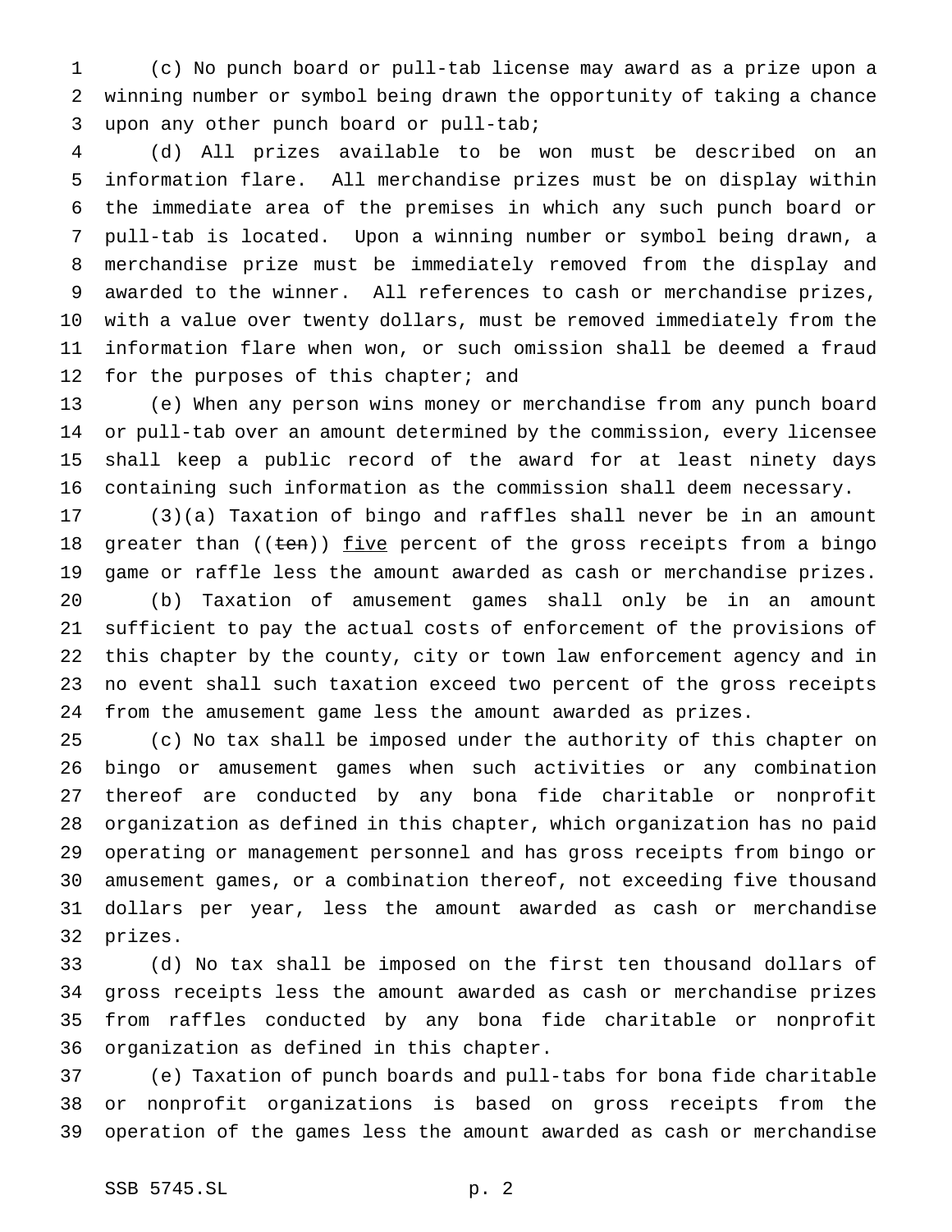(c) No punch board or pull-tab license may award as a prize upon a winning number or symbol being drawn the opportunity of taking a chance upon any other punch board or pull-tab;

(d) All prizes available to be won must be described on an information flare. All merchandise prizes must be on display within the immediate area of the premises in which any such punch board or pull-tab is located. Upon a winning number or symbol being drawn, a merchandise prize must be immediately removed from the display and awarded to the winner. All references to cash or merchandise prizes, with a value over twenty dollars, must be removed immediately from the information flare when won, or such omission shall be deemed a fraud for the purposes of this chapter; and

(e) When any person wins money or merchandise from any punch board or pull-tab over an amount determined by the commission, every licensee shall keep a public record of the award for at least ninety days containing such information as the commission shall deem necessary.

(3)(a) Taxation of bingo and raffles shall never be in an amount greater than ((~~ten~~)) <u>five</u> percent of the gross receipts from a bingo game or raffle less the amount awarded as cash or merchandise prizes.

(b) Taxation of amusement games shall only be in an amount sufficient to pay the actual costs of enforcement of the provisions of this chapter by the county, city or town law enforcement agency and in no event shall such taxation exceed two percent of the gross receipts from the amusement game less the amount awarded as prizes.

(c) No tax shall be imposed under the authority of this chapter on bingo or amusement games when such activities or any combination thereof are conducted by any bona fide charitable or nonprofit organization as defined in this chapter, which organization has no paid operating or management personnel and has gross receipts from bingo or amusement games, or a combination thereof, not exceeding five thousand dollars per year, less the amount awarded as cash or merchandise prizes.

(d) No tax shall be imposed on the first ten thousand dollars of gross receipts less the amount awarded as cash or merchandise prizes from raffles conducted by any bona fide charitable or nonprofit organization as defined in this chapter.

(e) Taxation of punch boards and pull-tabs for bona fide charitable or nonprofit organizations is based on gross receipts from the operation of the games less the amount awarded as cash or merchandise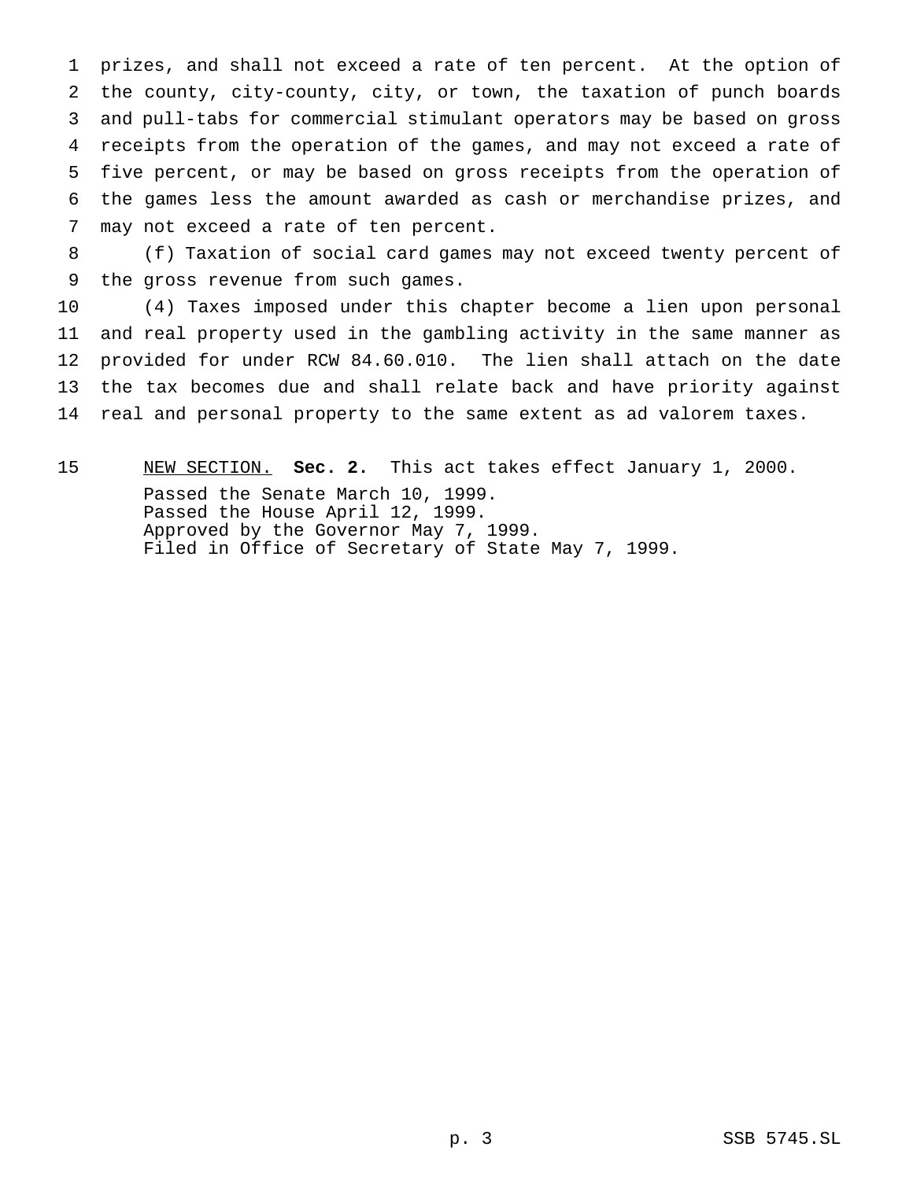prizes, and shall not exceed a rate of ten percent. At the option of the county, city-county, city, or town, the taxation of punch boards and pull-tabs for commercial stimulant operators may be based on gross receipts from the operation of the games, and may not exceed a rate of five percent, or may be based on gross receipts from the operation of the games less the amount awarded as cash or merchandise prizes, and may not exceed a rate of ten percent.

(f) Taxation of social card games may not exceed twenty percent of the gross revenue from such games.

(4) Taxes imposed under this chapter become a lien upon personal and real property used in the gambling activity in the same manner as provided for under RCW 84.60.010. The lien shall attach on the date the tax becomes due and shall relate back and have priority against real and personal property to the same extent as ad valorem taxes.

NEW SECTION. **Sec. 2.** This act takes effect January 1, 2000.

Passed the Senate March 10, 1999.
Passed the House April 12, 1999.
Approved by the Governor May 7, 1999.
Filed in Office of Secretary of State May 7, 1999.